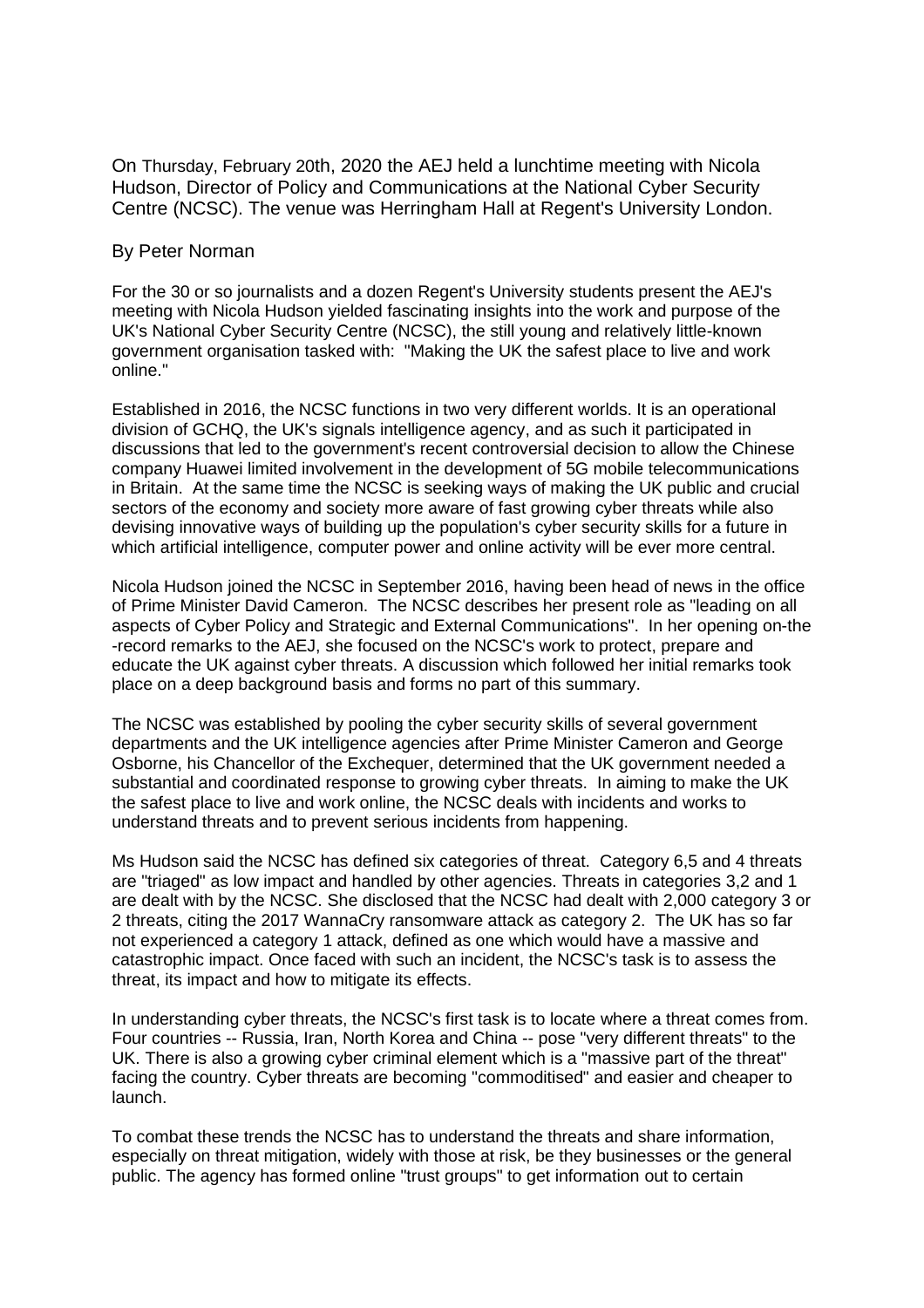On Thursday, February 20th, 2020 the AEJ held a lunchtime meeting with Nicola Hudson, Director of Policy and Communications at the National Cyber Security Centre (NCSC). The venue was Herringham Hall at Regent's University London.

By Peter Norman

For the 30 or so journalists and a dozen Regent's University students present the AEJ's meeting with Nicola Hudson yielded fascinating insights into the work and purpose of the UK's National Cyber Security Centre (NCSC), the still young and relatively little-known government organisation tasked with: "Making the UK the safest place to live and work online."

Established in 2016, the NCSC functions in two very different worlds. It is an operational division of GCHQ, the UK's signals intelligence agency, and as such it participated in discussions that led to the government's recent controversial decision to allow the Chinese company Huawei limited involvement in the development of 5G mobile telecommunications in Britain. At the same time the NCSC is seeking ways of making the UK public and crucial sectors of the economy and society more aware of fast growing cyber threats while also devising innovative ways of building up the population's cyber security skills for a future in which artificial intelligence, computer power and online activity will be ever more central.

Nicola Hudson joined the NCSC in September 2016, having been head of news in the office of Prime Minister David Cameron. The NCSC describes her present role as "leading on all aspects of Cyber Policy and Strategic and External Communications". In her opening on-the-record remarks to the AEJ, she focused on the NCSC's work to protect, prepare and educate the UK against cyber threats. A discussion which followed her initial remarks took place on a deep background basis and forms no part of this summary.

The NCSC was established by pooling the cyber security skills of several government departments and the UK intelligence agencies after Prime Minister Cameron and George Osborne, his Chancellor of the Exchequer, determined that the UK government needed a substantial and coordinated response to growing cyber threats. In aiming to make the UK the safest place to live and work online, the NCSC deals with incidents and works to understand threats and to prevent serious incidents from happening.

Ms Hudson said the NCSC has defined six categories of threat. Category 6,5 and 4 threats are "triaged" as low impact and handled by other agencies. Threats in categories 3,2 and 1 are dealt with by the NCSC. She disclosed that the NCSC had dealt with 2,000 category 3 or 2 threats, citing the 2017 WannaCry ransomware attack as category 2. The UK has so far not experienced a category 1 attack, defined as one which would have a massive and catastrophic impact. Once faced with such an incident, the NCSC's task is to assess the threat, its impact and how to mitigate its effects.

In understanding cyber threats, the NCSC's first task is to locate where a threat comes from. Four countries -- Russia, Iran, North Korea and China -- pose "very different threats" to the UK. There is also a growing cyber criminal element which is a "massive part of the threat" facing the country. Cyber threats are becoming "commoditised" and easier and cheaper to launch.

To combat these trends the NCSC has to understand the threats and share information, especially on threat mitigation, widely with those at risk, be they businesses or the general public. The agency has formed online "trust groups" to get information out to certain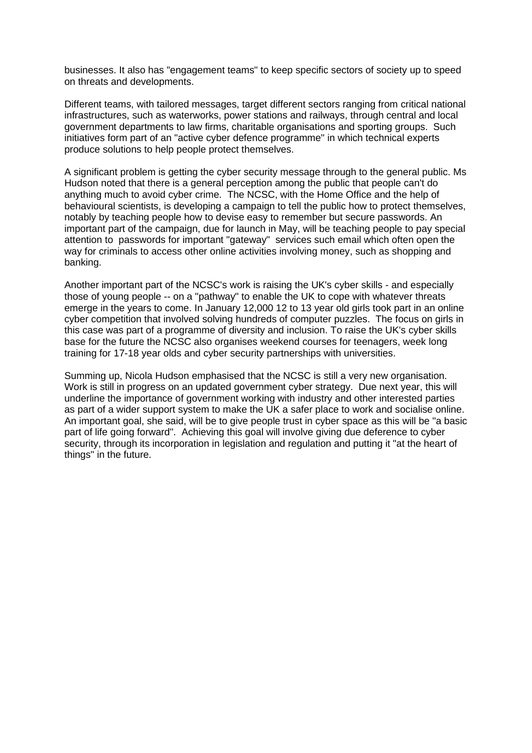businesses. It also has "engagement teams" to keep specific sectors of society up to speed on threats and developments.

Different teams, with tailored messages, target different sectors ranging from critical national infrastructures, such as waterworks, power stations and railways, through central and local government departments to law firms, charitable organisations and sporting groups. Such initiatives form part of an "active cyber defence programme" in which technical experts produce solutions to help people protect themselves.

A significant problem is getting the cyber security message through to the general public. Ms Hudson noted that there is a general perception among the public that people can't do anything much to avoid cyber crime. The NCSC, with the Home Office and the help of behavioural scientists, is developing a campaign to tell the public how to protect themselves, notably by teaching people how to devise easy to remember but secure passwords. An important part of the campaign, due for launch in May, will be teaching people to pay special attention to passwords for important "gateway" services such email which often open the way for criminals to access other online activities involving money, such as shopping and banking.

Another important part of the NCSC's work is raising the UK's cyber skills - and especially those of young people -- on a "pathway" to enable the UK to cope with whatever threats emerge in the years to come. In January 12,000 12 to 13 year old girls took part in an online cyber competition that involved solving hundreds of computer puzzles. The focus on girls in this case was part of a programme of diversity and inclusion. To raise the UK's cyber skills base for the future the NCSC also organises weekend courses for teenagers, week long training for 17-18 year olds and cyber security partnerships with universities.

Summing up, Nicola Hudson emphasised that the NCSC is still a very new organisation. Work is still in progress on an updated government cyber strategy. Due next year, this will underline the importance of government working with industry and other interested parties as part of a wider support system to make the UK a safer place to work and socialise online. An important goal, she said, will be to give people trust in cyber space as this will be "a basic part of life going forward". Achieving this goal will involve giving due deference to cyber security, through its incorporation in legislation and regulation and putting it "at the heart of things" in the future.